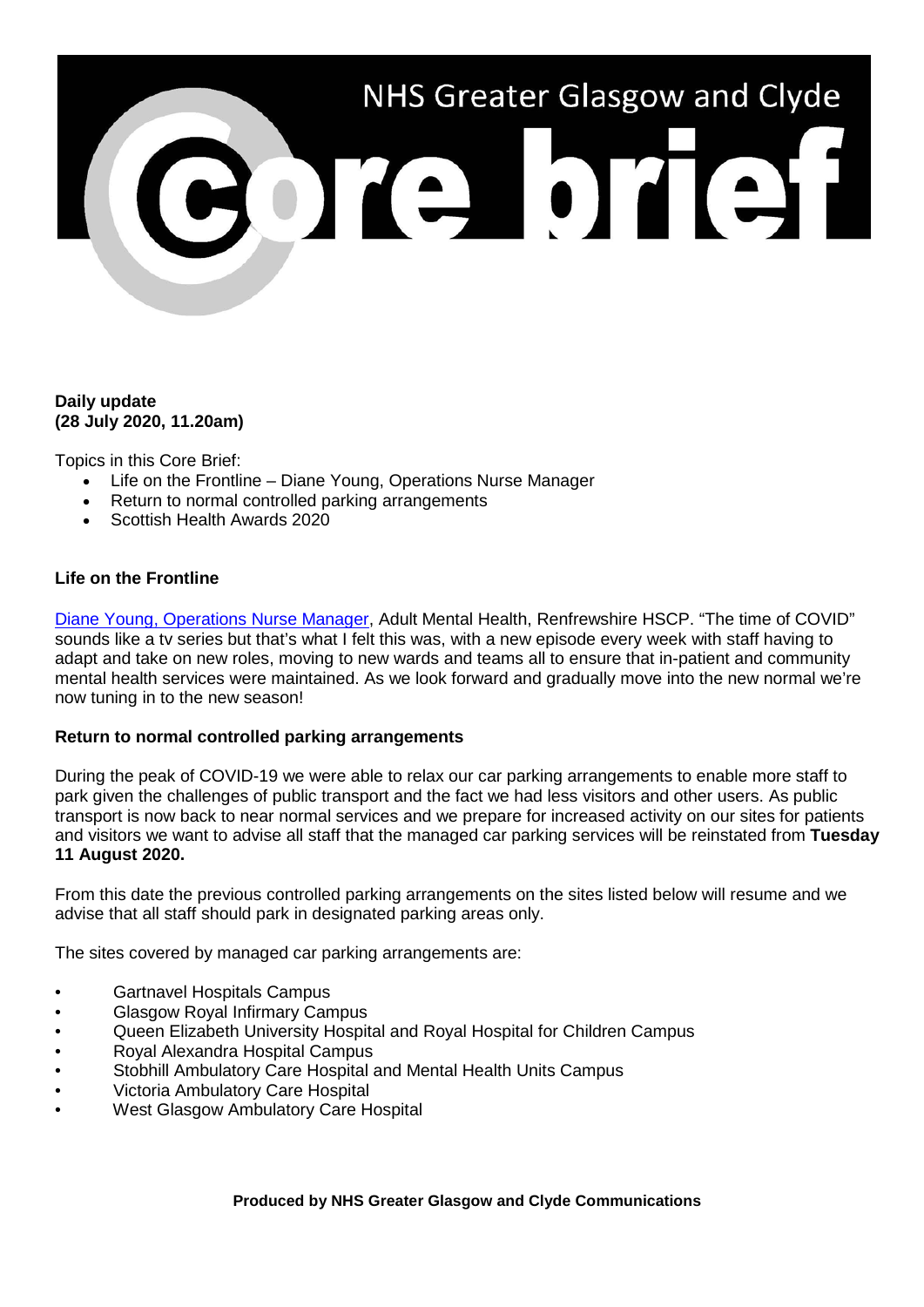# NHS Greater Glasgow and Clyde Core brief

**Daily update**
**(28 July 2020, 11.20am)**

Topics in this Core Brief:

- Life on the Frontline – Diane Young, Operations Nurse Manager
- Return to normal controlled parking arrangements
- Scottish Health Awards 2020

**Life on the Frontline**

Diane Young, Operations Nurse Manager, Adult Mental Health, Renfrewshire HSCP. "The time of COVID" sounds like a tv series but that's what I felt this was, with a new episode every week with staff having to adapt and take on new roles, moving to new wards and teams all to ensure that in-patient and community mental health services were maintained. As we look forward and gradually move into the new normal we're now tuning in to the new season!

**Return to normal controlled parking arrangements**

During the peak of COVID-19 we were able to relax our car parking arrangements to enable more staff to park given the challenges of public transport and the fact we had less visitors and other users. As public transport is now back to near normal services and we prepare for increased activity on our sites for patients and visitors we want to advise all staff that the managed car parking services will be reinstated from **Tuesday 11 August 2020.**

From this date the previous controlled parking arrangements on the sites listed below will resume and we advise that all staff should park in designated parking areas only.

The sites covered by managed car parking arrangements are:

- Gartnavel Hospitals Campus
- Glasgow Royal Infirmary Campus
- Queen Elizabeth University Hospital and Royal Hospital for Children Campus
- Royal Alexandra Hospital Campus
- Stobhill Ambulatory Care Hospital and Mental Health Units Campus
- Victoria Ambulatory Care Hospital
- West Glasgow Ambulatory Care Hospital

**Produced by NHS Greater Glasgow and Clyde Communications**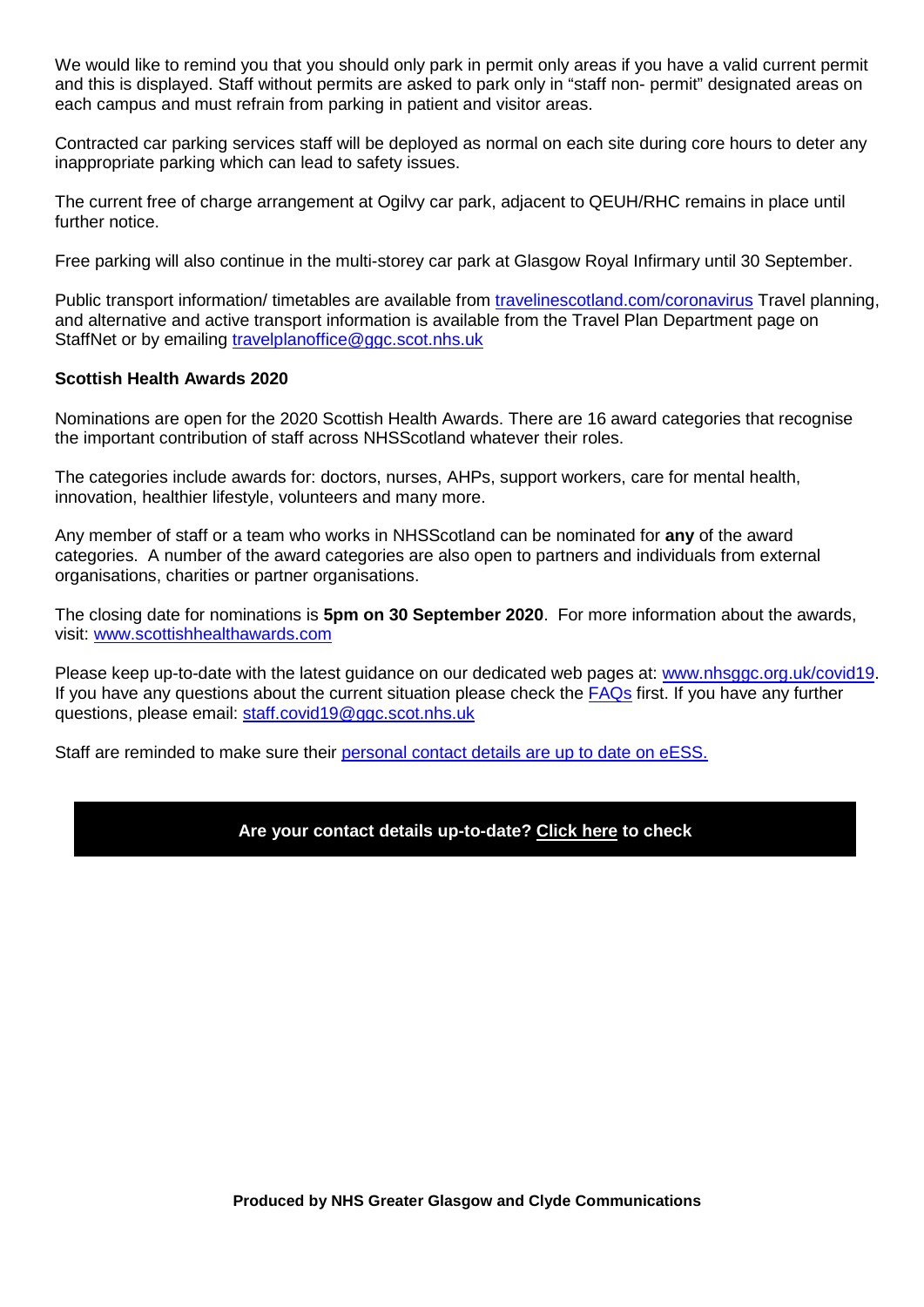We would like to remind you that you should only park in permit only areas if you have a valid current permit and this is displayed. Staff without permits are asked to park only in "staff non- permit" designated areas on each campus and must refrain from parking in patient and visitor areas.

Contracted car parking services staff will be deployed as normal on each site during core hours to deter any inappropriate parking which can lead to safety issues.

The current free of charge arrangement at Ogilvy car park, adjacent to QEUH/RHC remains in place until further notice.

Free parking will also continue in the multi-storey car park at Glasgow Royal Infirmary until 30 September.

Public transport information/ timetables are available from [travelinescotland.com/coronavirus](travelinescotland.com/coronavirus) Travel planning, and alternative and active transport information is available from the Travel Plan Department page on StaffNet or by emailing [travelplanoffice@ggc.scot.nhs.uk](mailto:travelplanoffice@ggc.scot.nhs.uk)

**Scottish Health Awards 2020**

Nominations are open for the 2020 Scottish Health Awards. There are 16 award categories that recognise the important contribution of staff across NHSScotland whatever their roles.

The categories include awards for: doctors, nurses, AHPs, support workers, care for mental health, innovation, healthier lifestyle, volunteers and many more.

Any member of staff or a team who works in NHSScotland can be nominated for **any** of the award categories. A number of the award categories are also open to partners and individuals from external organisations, charities or partner organisations.

The closing date for nominations is **5pm on 30 September 2020**. For more information about the awards, visit: [www.scottishhealthawards.com](www.scottishhealthawards.com)

Please keep up-to-date with the latest guidance on our dedicated web pages at: [www.nhsggc.org.uk/covid19](www.nhsggc.org.uk/covid19). If you have any questions about the current situation please check the FAQs first. If you have any further questions, please email: [staff.covid19@ggc.scot.nhs.uk](mailto:staff.covid19@ggc.scot.nhs.uk)

Staff are reminded to make sure their personal contact details are up to date on eESS.

**Are your contact details up-to-date? Click here to check**

**Produced by NHS Greater Glasgow and Clyde Communications**